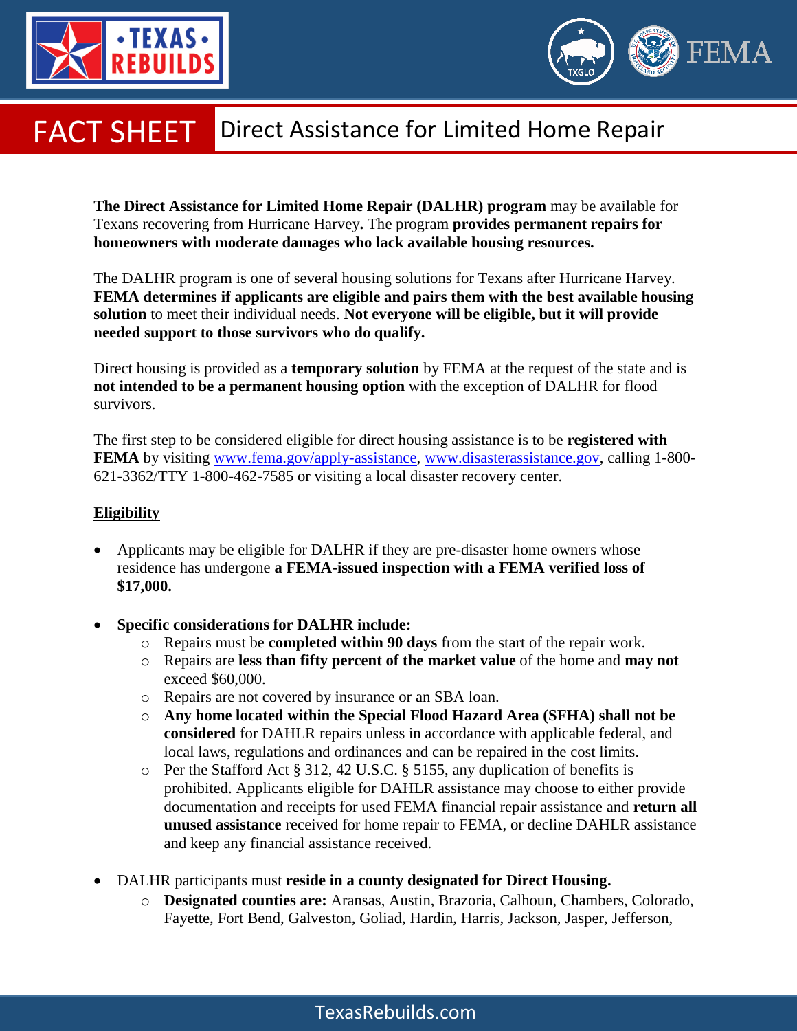# FACT SHEET Direct Assistance for Limited Home Repair

**The Direct Assistance for Limited Home Repair (DALHR) program** may be available for Texans recovering from Hurricane Harvey**.** The program **provides permanent repairs for homeowners with moderate damages who lack available housing resources.**

The DALHR program is one of several housing solutions for Texans after Hurricane Harvey. **FEMA determines if applicants are eligible and pairs them with the best available housing solution** to meet their individual needs. **Not everyone will be eligible, but it will provide needed support to those survivors who do qualify.**

Direct housing is provided as a **temporary solution** by FEMA at the request of the state and is **not intended to be a permanent housing option** with the exception of DALHR for flood survivors.

The first step to be considered eligible for direct housing assistance is to be **registered with FEMA** by visiting www.fema.gov/apply-assistance, www.disasterassistance.gov, calling 1-800-621-3362/TTY 1-800-462-7585 or visiting a local disaster recovery center.

## Eligibility

- Applicants may be eligible for DALHR if they are pre-disaster home owners whose residence has undergone **a FEMA-issued inspection with a FEMA verified loss of $17,000.**
- **Specific considerations for DALHR include:**
  - Repairs must be **completed within 90 days** from the start of the repair work.
  - Repairs are **less than fifty percent of the market value** of the home and **may not** exceed $60,000.
  - Repairs are not covered by insurance or an SBA loan.
  - **Any home located within the Special Flood Hazard Area (SFHA) shall not be considered** for DAHLR repairs unless in accordance with applicable federal, and local laws, regulations and ordinances and can be repaired in the cost limits.
  - Per the Stafford Act § 312, 42 U.S.C. § 5155, any duplication of benefits is prohibited. Applicants eligible for DAHLR assistance may choose to either provide documentation and receipts for used FEMA financial repair assistance and **return all unused assistance** received for home repair to FEMA, or decline DAHLR assistance and keep any financial assistance received.
- DALHR participants must **reside in a county designated for Direct Housing.**
  - **Designated counties are:** Aransas, Austin, Brazoria, Calhoun, Chambers, Colorado, Fayette, Fort Bend, Galveston, Goliad, Hardin, Harris, Jackson, Jasper, Jefferson,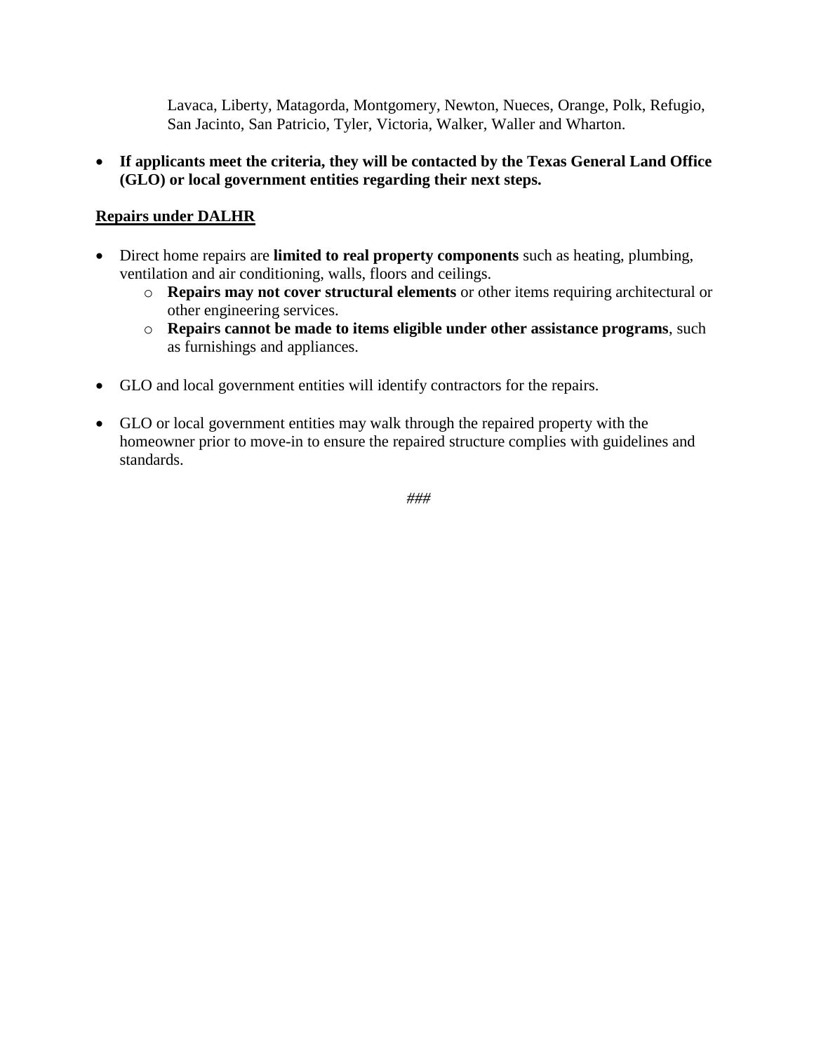Lavaca, Liberty, Matagorda, Montgomery, Newton, Nueces, Orange, Polk, Refugio, San Jacinto, San Patricio, Tyler, Victoria, Walker, Waller and Wharton.

- **If applicants meet the criteria, they will be contacted by the Texas General Land Office (GLO) or local government entities regarding their next steps.**

**<u>Repairs under DALHR</u>**

- Direct home repairs are **limited to real property components** such as heating, plumbing, ventilation and air conditioning, walls, floors and ceilings.
  - **Repairs may not cover structural elements** or other items requiring architectural or other engineering services.
  - **Repairs cannot be made to items eligible under other assistance programs**, such as furnishings and appliances.

- GLO and local government entities will identify contractors for the repairs.

- GLO or local government entities may walk through the repaired property with the homeowner prior to move-in to ensure the repaired structure complies with guidelines and standards.

###